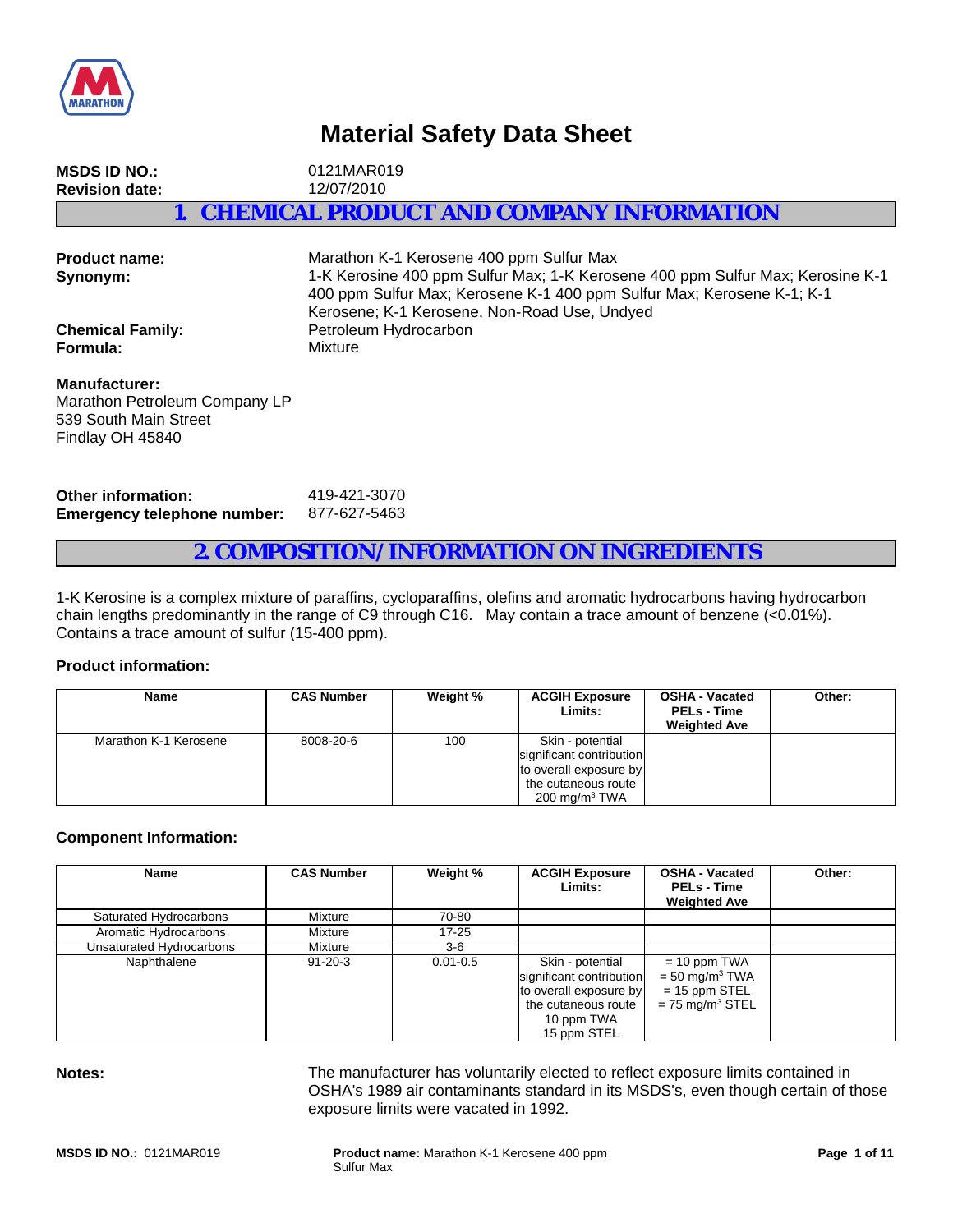# Material Safety Data Sheet

**MSDS ID NO.:** 0121MAR019
**Revision date:** 12/07/2010

## 1. CHEMICAL PRODUCT AND COMPANY INFORMATION

**Product name:** Marathon K-1 Kerosene 400 ppm Sulfur Max
**Synonym:** 1-K Kerosine 400 ppm Sulfur Max; 1-K Kerosene 400 ppm Sulfur Max; Kerosine K-1 400 ppm Sulfur Max; Kerosene K-1 400 ppm Sulfur Max; Kerosene K-1; K-1 Kerosene; K-1 Kerosene, Non-Road Use, Undyed
**Chemical Family:** Petroleum Hydrocarbon
**Formula:** Mixture

**Manufacturer:**
Marathon Petroleum Company LP
539 South Main Street
Findlay OH 45840

**Other information:** 419-421-3070
**Emergency telephone number:** 877-627-5463

## 2. COMPOSITION/INFORMATION ON INGREDIENTS

1-K Kerosine is a complex mixture of paraffins, cycloparaffins, olefins and aromatic hydrocarbons having hydrocarbon chain lengths predominantly in the range of C9 through C16. May contain a trace amount of benzene (<0.01%). Contains a trace amount of sulfur (15-400 ppm).

**Product information:**

| Name | CAS Number | Weight % | ACGIH Exposure Limits: | OSHA - Vacated PELs - Time Weighted Ave | Other: |
|---|---|---|---|---|---|
| Marathon K-1 Kerosene | 8008-20-6 | 100 | Skin - potential significant contribution to overall exposure by the cutaneous route 200 mg/m³ TWA | | |

**Component Information:**

| Name | CAS Number | Weight % | ACGIH Exposure Limits: | OSHA - Vacated PELs - Time Weighted Ave | Other: |
|---|---|---|---|---|---|
| Saturated Hydrocarbons | Mixture | 70-80 | | | |
| Aromatic Hydrocarbons | Mixture | 17-25 | | | |
| Unsaturated Hydrocarbons | Mixture | 3-6 | | | |
| Naphthalene | 91-20-3 | 0.01-0.5 | Skin - potential significant contribution to overall exposure by the cutaneous route 10 ppm TWA 15 ppm STEL | = 10 ppm TWA = 50 mg/m³ TWA = 15 ppm STEL = 75 mg/m³ STEL | |

**Notes:** The manufacturer has voluntarily elected to reflect exposure limits contained in OSHA's 1989 air contaminants standard in its MSDS's, even though certain of those exposure limits were vacated in 1992.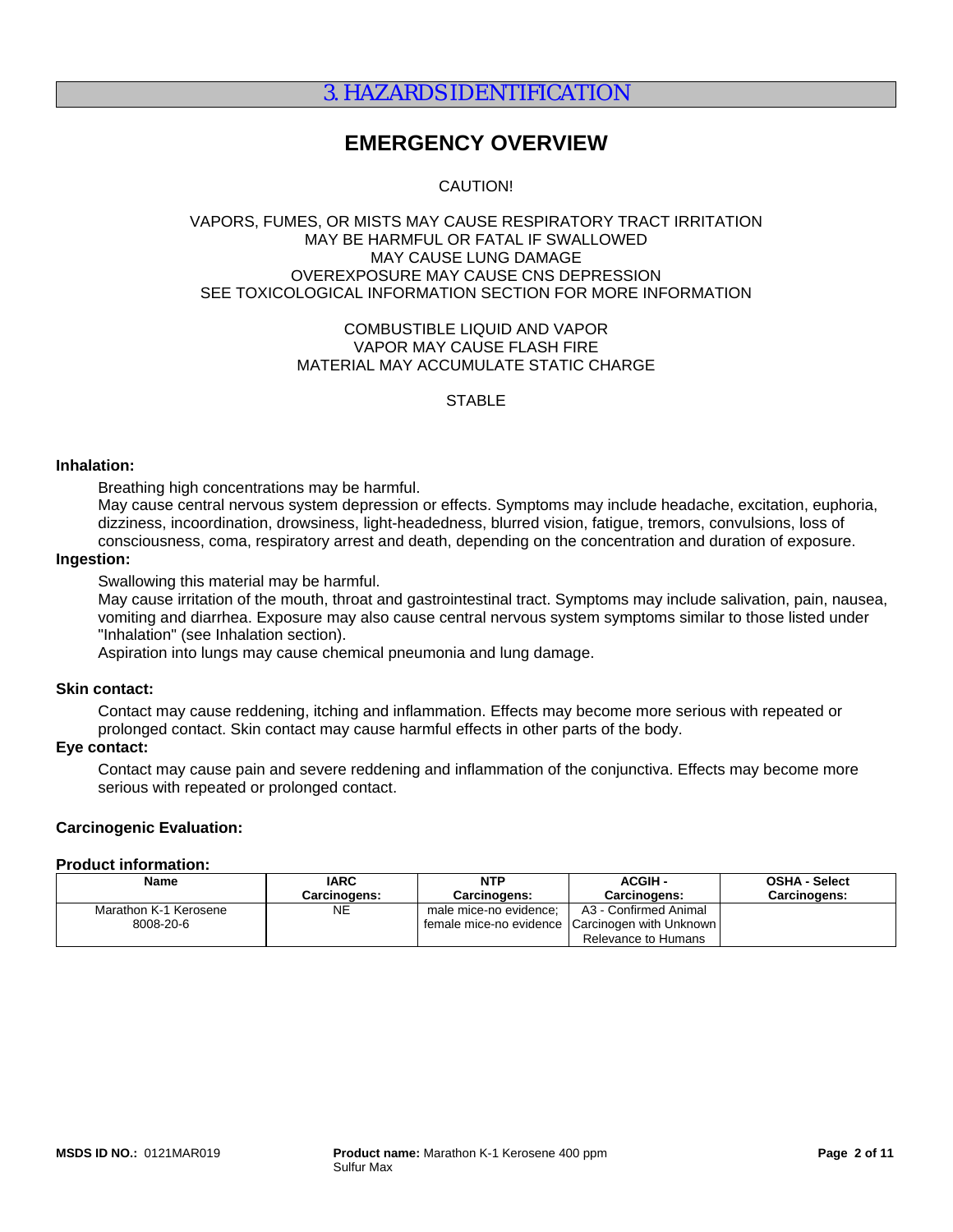# 3. HAZARDS IDENTIFICATION

## EMERGENCY OVERVIEW

CAUTION!

VAPORS, FUMES, OR MISTS MAY CAUSE RESPIRATORY TRACT IRRITATION
MAY BE HARMFUL OR FATAL IF SWALLOWED
MAY CAUSE LUNG DAMAGE
OVEREXPOSURE MAY CAUSE CNS DEPRESSION
SEE TOXICOLOGICAL INFORMATION SECTION FOR MORE INFORMATION

COMBUSTIBLE LIQUID AND VAPOR
VAPOR MAY CAUSE FLASH FIRE
MATERIAL MAY ACCUMULATE STATIC CHARGE

STABLE

**Inhalation:**

Breathing high concentrations may be harmful.
May cause central nervous system depression or effects. Symptoms may include headache, excitation, euphoria, dizziness, incoordination, drowsiness, light-headedness, blurred vision, fatigue, tremors, convulsions, loss of consciousness, coma, respiratory arrest and death, depending on the concentration and duration of exposure.

**Ingestion:**

Swallowing this material may be harmful.
May cause irritation of the mouth, throat and gastrointestinal tract. Symptoms may include salivation, pain, nausea, vomiting and diarrhea. Exposure may also cause central nervous system symptoms similar to those listed under "Inhalation" (see Inhalation section).
Aspiration into lungs may cause chemical pneumonia and lung damage.

**Skin contact:**

Contact may cause reddening, itching and inflammation. Effects may become more serious with repeated or prolonged contact. Skin contact may cause harmful effects in other parts of the body.

**Eye contact:**

Contact may cause pain and severe reddening and inflammation of the conjunctiva. Effects may become more serious with repeated or prolonged contact.

**Carcinogenic Evaluation:**

**Product information:**

| Name | IARC Carcinogens: | NTP Carcinogens: | ACGIH - Carcinogens: | OSHA - Select Carcinogens: |
|---|---|---|---|---|
| Marathon K-1 Kerosene 8008-20-6 | NE | male mice-no evidence; female mice-no evidence | A3 - Confirmed Animal Carcinogen with Unknown Relevance to Humans | |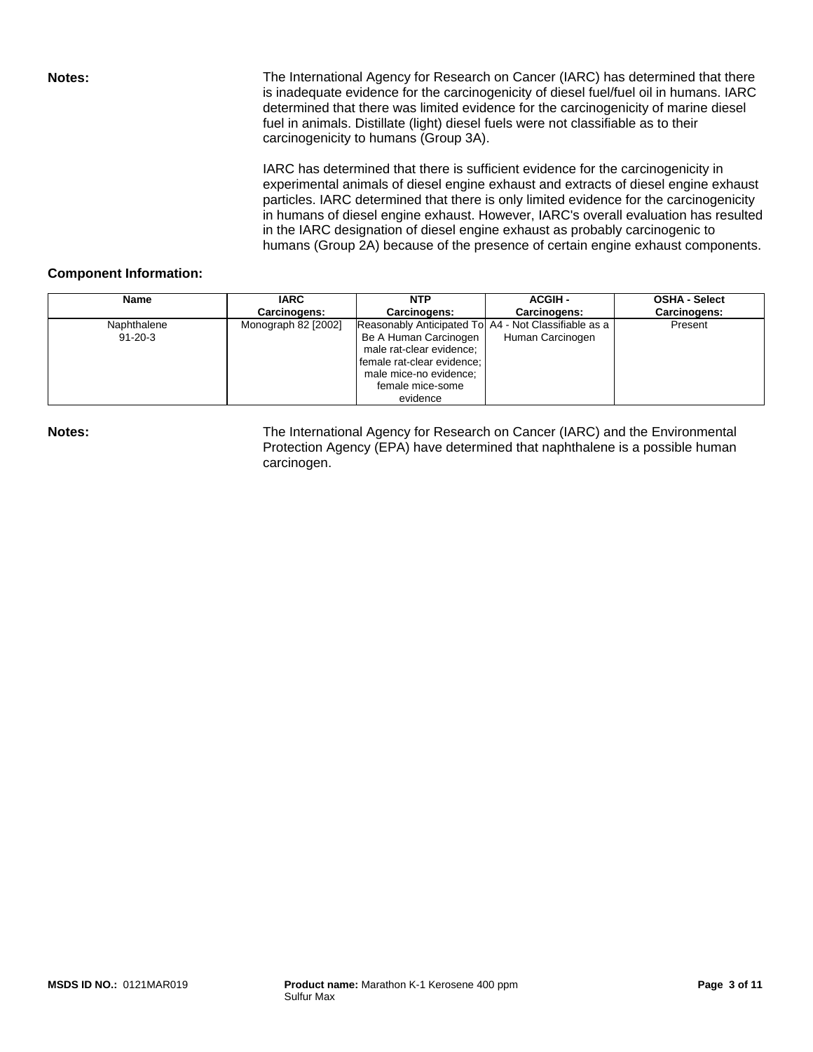**Notes:** The International Agency for Research on Cancer (IARC) has determined that there is inadequate evidence for the carcinogenicity of diesel fuel/fuel oil in humans. IARC determined that there was limited evidence for the carcinogenicity of marine diesel fuel in animals. Distillate (light) diesel fuels were not classifiable as to their carcinogenicity to humans (Group 3A).

IARC has determined that there is sufficient evidence for the carcinogenicity in experimental animals of diesel engine exhaust and extracts of diesel engine exhaust particles. IARC determined that there is only limited evidence for the carcinogenicity in humans of diesel engine exhaust. However, IARC's overall evaluation has resulted in the IARC designation of diesel engine exhaust as probably carcinogenic to humans (Group 2A) because of the presence of certain engine exhaust components.

**Component Information:**

| Name | IARC Carcinogens: | NTP Carcinogens: | ACGIH - Carcinogens: | OSHA - Select Carcinogens: |
|---|---|---|---|---|
| Naphthalene 91-20-3 | Monograph 82 [2002] | Reasonably Anticipated To Be A Human Carcinogen male rat-clear evidence; female rat-clear evidence; male mice-no evidence; female mice-some evidence | A4 - Not Classifiable as a Human Carcinogen | Present |

**Notes:** The International Agency for Research on Cancer (IARC) and the Environmental Protection Agency (EPA) have determined that naphthalene is a possible human carcinogen.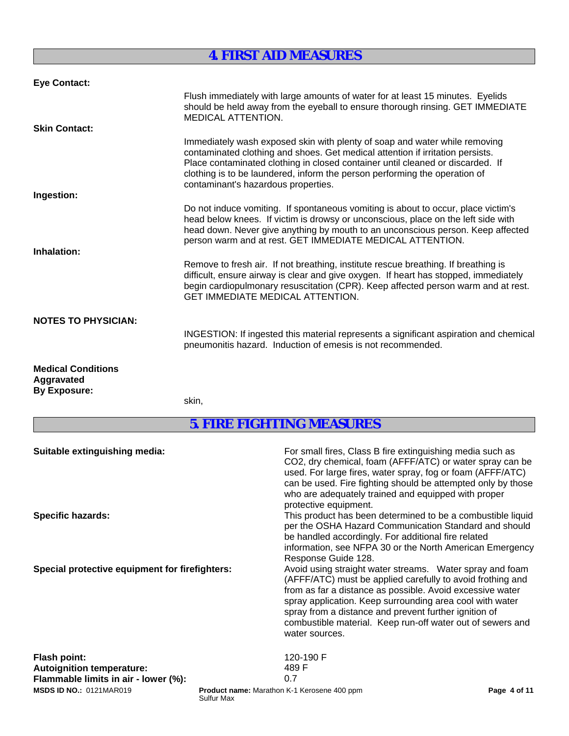## 4. FIRST AID MEASURES

**Eye Contact:**

Flush immediately with large amounts of water for at least 15 minutes. Eyelids should be held away from the eyeball to ensure thorough rinsing. GET IMMEDIATE MEDICAL ATTENTION.

**Skin Contact:**

Immediately wash exposed skin with plenty of soap and water while removing contaminated clothing and shoes. Get medical attention if irritation persists. Place contaminated clothing in closed container until cleaned or discarded. If clothing is to be laundered, inform the person performing the operation of contaminant's hazardous properties.

**Ingestion:**

Do not induce vomiting. If spontaneous vomiting is about to occur, place victim's head below knees. If victim is drowsy or unconscious, place on the left side with head down. Never give anything by mouth to an unconscious person. Keep affected person warm and at rest. GET IMMEDIATE MEDICAL ATTENTION.

**Inhalation:**

Remove to fresh air. If not breathing, institute rescue breathing. If breathing is difficult, ensure airway is clear and give oxygen. If heart has stopped, immediately begin cardiopulmonary resuscitation (CPR). Keep affected person warm and at rest. GET IMMEDIATE MEDICAL ATTENTION.

**NOTES TO PHYSICIAN:**

INGESTION: If ingested this material represents a significant aspiration and chemical pneumonitis hazard. Induction of emesis is not recommended.

**Medical Conditions Aggravated By Exposure:**

skin,

## 5. FIRE FIGHTING MEASURES

**Suitable extinguishing media:** For small fires, Class B fire extinguishing media such as $CO_2$, dry chemical, foam (AFFF/ATC) or water spray can be used. For large fires, water spray, fog or foam (AFFF/ATC) can be used. Fire fighting should be attempted only by those who are adequately trained and equipped with proper protective equipment.

**Specific hazards:** This product has been determined to be a combustible liquid per the OSHA Hazard Communication Standard and should be handled accordingly. For additional fire related information, see NFPA 30 or the North American Emergency Response Guide 128.

**Special protective equipment for firefighters:** Avoid using straight water streams. Water spray and foam (AFFF/ATC) must be applied carefully to avoid frothing and from as far a distance as possible. Avoid excessive water spray application. Keep surrounding area cool with water spray from a distance and prevent further ignition of combustible material. Keep run-off water out of sewers and water sources.

**Flash point:** 120-190 F

**Autoignition temperature:** 489 F

**Flammable limits in air - lower (%):** 0.7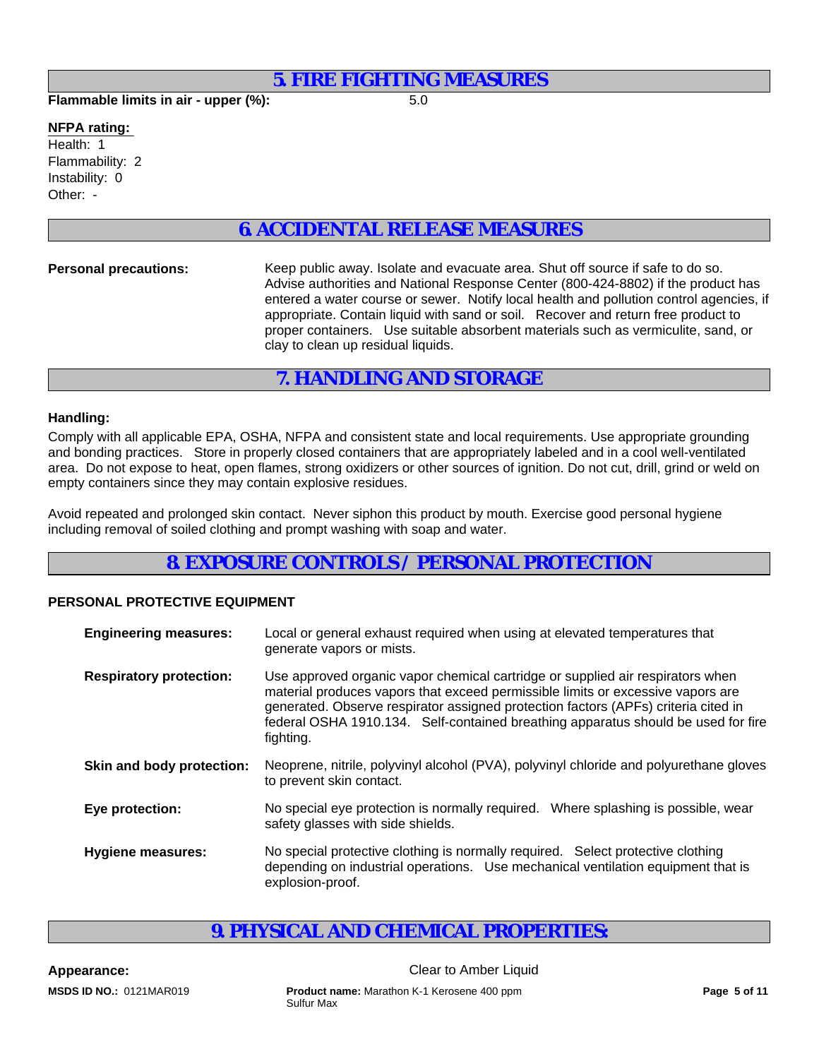## 5. FIRE FIGHTING MEASURES

**Flammable limits in air - upper (%):** 5.0

**NFPA rating:**

Health: 1
Flammability: 2
Instability: 0
Other: -

## 6. ACCIDENTAL RELEASE MEASURES

**Personal precautions:** Keep public away. Isolate and evacuate area. Shut off source if safe to do so. Advise authorities and National Response Center (800-424-8802) if the product has entered a water course or sewer. Notify local health and pollution control agencies, if appropriate. Contain liquid with sand or soil. Recover and return free product to proper containers. Use suitable absorbent materials such as vermiculite, sand, or clay to clean up residual liquids.

## 7. HANDLING AND STORAGE

**Handling:**

Comply with all applicable EPA, OSHA, NFPA and consistent state and local requirements. Use appropriate grounding and bonding practices. Store in properly closed containers that are appropriately labeled and in a cool well-ventilated area. Do not expose to heat, open flames, strong oxidizers or other sources of ignition. Do not cut, drill, grind or weld on empty containers since they may contain explosive residues.

Avoid repeated and prolonged skin contact. Never siphon this product by mouth. Exercise good personal hygiene including removal of soiled clothing and prompt washing with soap and water.

## 8. EXPOSURE CONTROLS / PERSONAL PROTECTION

**PERSONAL PROTECTIVE EQUIPMENT**

**Engineering measures:** Local or general exhaust required when using at elevated temperatures that generate vapors or mists.

**Respiratory protection:** Use approved organic vapor chemical cartridge or supplied air respirators when material produces vapors that exceed permissible limits or excessive vapors are generated. Observe respirator assigned protection factors (APFs) criteria cited in federal OSHA 1910.134. Self-contained breathing apparatus should be used for fire fighting.

**Skin and body protection:** Neoprene, nitrile, polyvinyl alcohol (PVA), polyvinyl chloride and polyurethane gloves to prevent skin contact.

**Eye protection:** No special eye protection is normally required. Where splashing is possible, wear safety glasses with side shields.

**Hygiene measures:** No special protective clothing is normally required. Select protective clothing depending on industrial operations. Use mechanical ventilation equipment that is explosion-proof.

## 9. PHYSICAL AND CHEMICAL PROPERTIES:

**Appearance:** Clear to Amber Liquid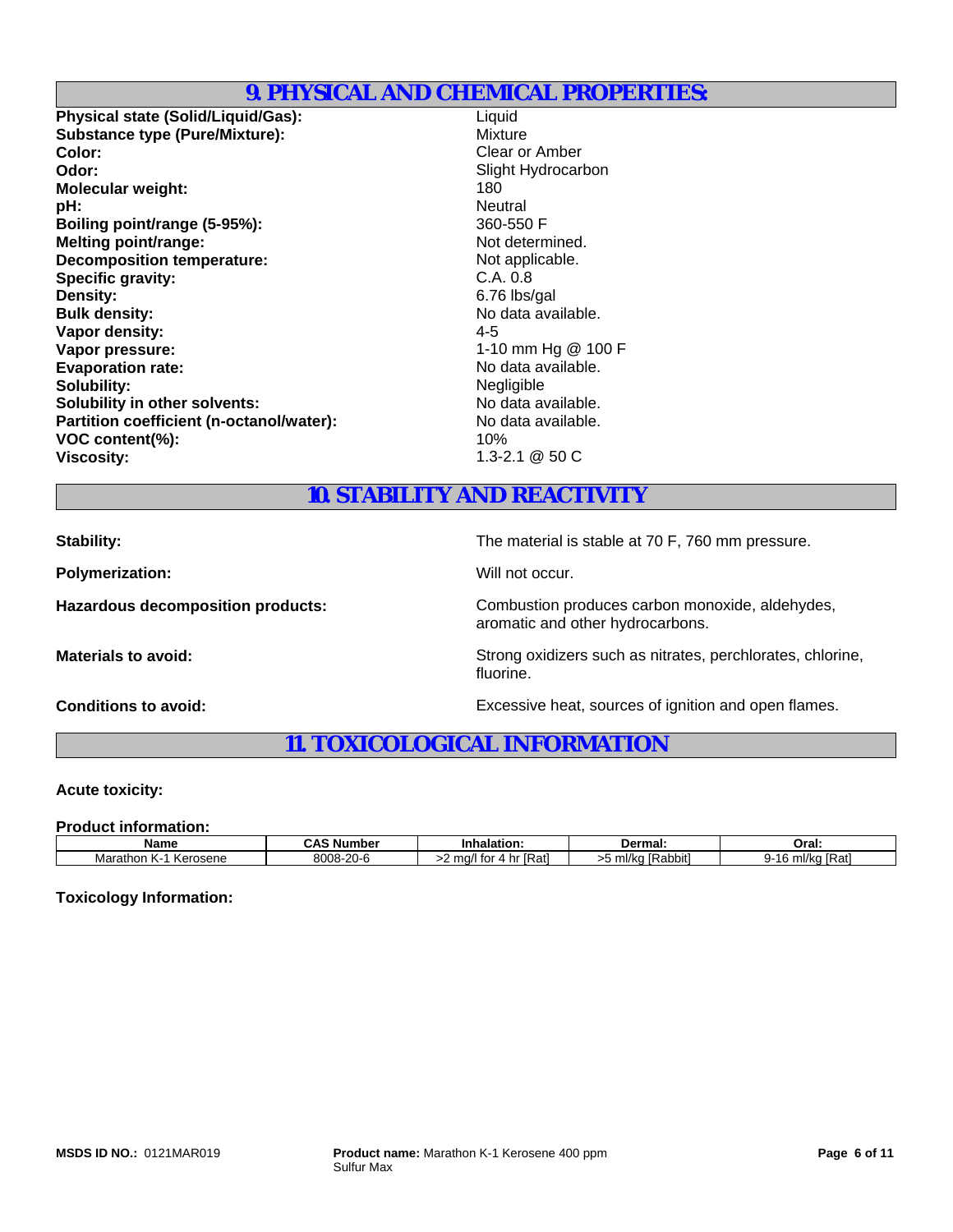## 9. PHYSICAL AND CHEMICAL PROPERTIES:

| | |
|---|---|
| **Physical state (Solid/Liquid/Gas):** | Liquid |
| **Substance type (Pure/Mixture):** | Mixture |
| **Color:** | Clear or Amber |
| **Odor:** | Slight Hydrocarbon |
| **Molecular weight:** | 180 |
| **pH:** | Neutral |
| **Boiling point/range (5-95%):** | 360-550 F |
| **Melting point/range:** | Not determined. |
| **Decomposition temperature:** | Not applicable. |
| **Specific gravity:** | C.A. 0.8 |
| **Density:** | 6.76 lbs/gal |
| **Bulk density:** | No data available. |
| **Vapor density:** | 4-5 |
| **Vapor pressure:** | 1-10 mm Hg @ 100 F |
| **Evaporation rate:** | No data available. |
| **Solubility:** | Negligible |
| **Solubility in other solvents:** | No data available. |
| **Partition coefficient (n-octanol/water):** | No data available. |
| **VOC content(%):** | 10% |
| **Viscosity:** | 1.3-2.1 @ 50 C |

## 10. STABILITY AND REACTIVITY

| | |
|---|---|
| **Stability:** | The material is stable at 70 F, 760 mm pressure. |
| **Polymerization:** | Will not occur. |
| **Hazardous decomposition products:** | Combustion produces carbon monoxide, aldehydes, aromatic and other hydrocarbons. |
| **Materials to avoid:** | Strong oxidizers such as nitrates, perchlorates, chlorine, fluorine. |
| **Conditions to avoid:** | Excessive heat, sources of ignition and open flames. |

## 11. TOXICOLOGICAL INFORMATION

**Acute toxicity:**

**Product information:**

| Name | CAS Number | Inhalation: | Dermal: | Oral: |
|---|---|---|---|---|
| Marathon K-1 Kerosene | 8008-20-6 | >2 mg/l for 4 hr [Rat] | >5 ml/kg [Rabbit] | 9-16 ml/kg [Rat] |

**Toxicology Information:**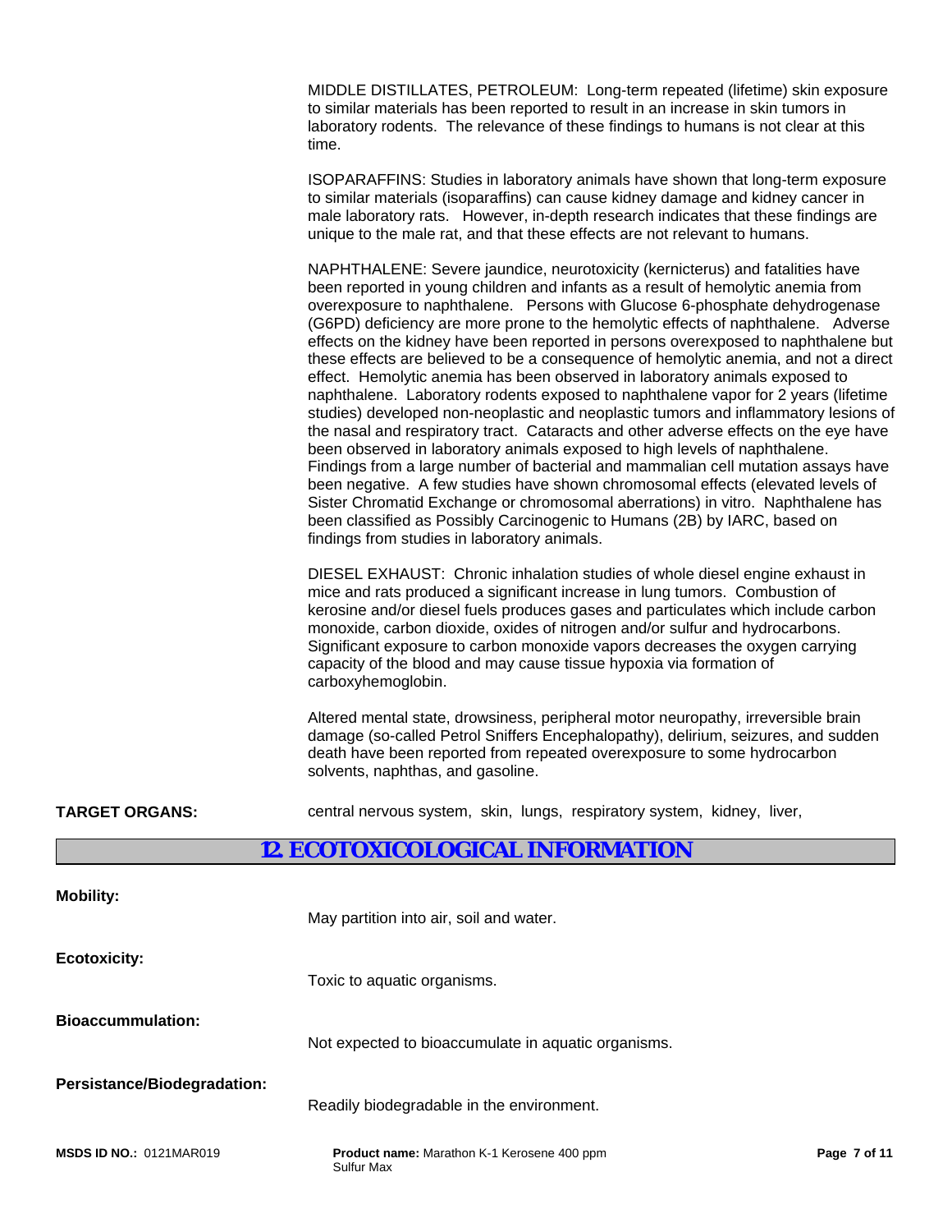MIDDLE DISTILLATES, PETROLEUM: Long-term repeated (lifetime) skin exposure to similar materials has been reported to result in an increase in skin tumors in laboratory rodents. The relevance of these findings to humans is not clear at this time.

ISOPARAFFINS: Studies in laboratory animals have shown that long-term exposure to similar materials (isoparaffins) can cause kidney damage and kidney cancer in male laboratory rats. However, in-depth research indicates that these findings are unique to the male rat, and that these effects are not relevant to humans.

NAPHTHALENE: Severe jaundice, neurotoxicity (kernicterus) and fatalities have been reported in young children and infants as a result of hemolytic anemia from overexposure to naphthalene. Persons with Glucose 6-phosphate dehydrogenase (G6PD) deficiency are more prone to the hemolytic effects of naphthalene. Adverse effects on the kidney have been reported in persons overexposed to naphthalene but these effects are believed to be a consequence of hemolytic anemia, and not a direct effect. Hemolytic anemia has been observed in laboratory animals exposed to naphthalene. Laboratory rodents exposed to naphthalene vapor for 2 years (lifetime studies) developed non-neoplastic and neoplastic tumors and inflammatory lesions of the nasal and respiratory tract. Cataracts and other adverse effects on the eye have been observed in laboratory animals exposed to high levels of naphthalene. Findings from a large number of bacterial and mammalian cell mutation assays have been negative. A few studies have shown chromosomal effects (elevated levels of Sister Chromatid Exchange or chromosomal aberrations) in vitro. Naphthalene has been classified as Possibly Carcinogenic to Humans (2B) by IARC, based on findings from studies in laboratory animals.

DIESEL EXHAUST: Chronic inhalation studies of whole diesel engine exhaust in mice and rats produced a significant increase in lung tumors. Combustion of kerosine and/or diesel fuels produces gases and particulates which include carbon monoxide, carbon dioxide, oxides of nitrogen and/or sulfur and hydrocarbons. Significant exposure to carbon monoxide vapors decreases the oxygen carrying capacity of the blood and may cause tissue hypoxia via formation of carboxyhemoglobin.

Altered mental state, drowsiness, peripheral motor neuropathy, irreversible brain damage (so-called Petrol Sniffers Encephalopathy), delirium, seizures, and sudden death have been reported from repeated overexposure to some hydrocarbon solvents, naphthas, and gasoline.

**TARGET ORGANS:** central nervous system, skin, lungs, respiratory system, kidney, liver,

## 12. ECOTOXICOLOGICAL INFORMATION

**Mobility:**
May partition into air, soil and water.

**Ecotoxicity:**
Toxic to aquatic organisms.

**Bioaccummulation:**
Not expected to bioaccumulate in aquatic organisms.

**Persistance/Biodegradation:**
Readily biodegradable in the environment.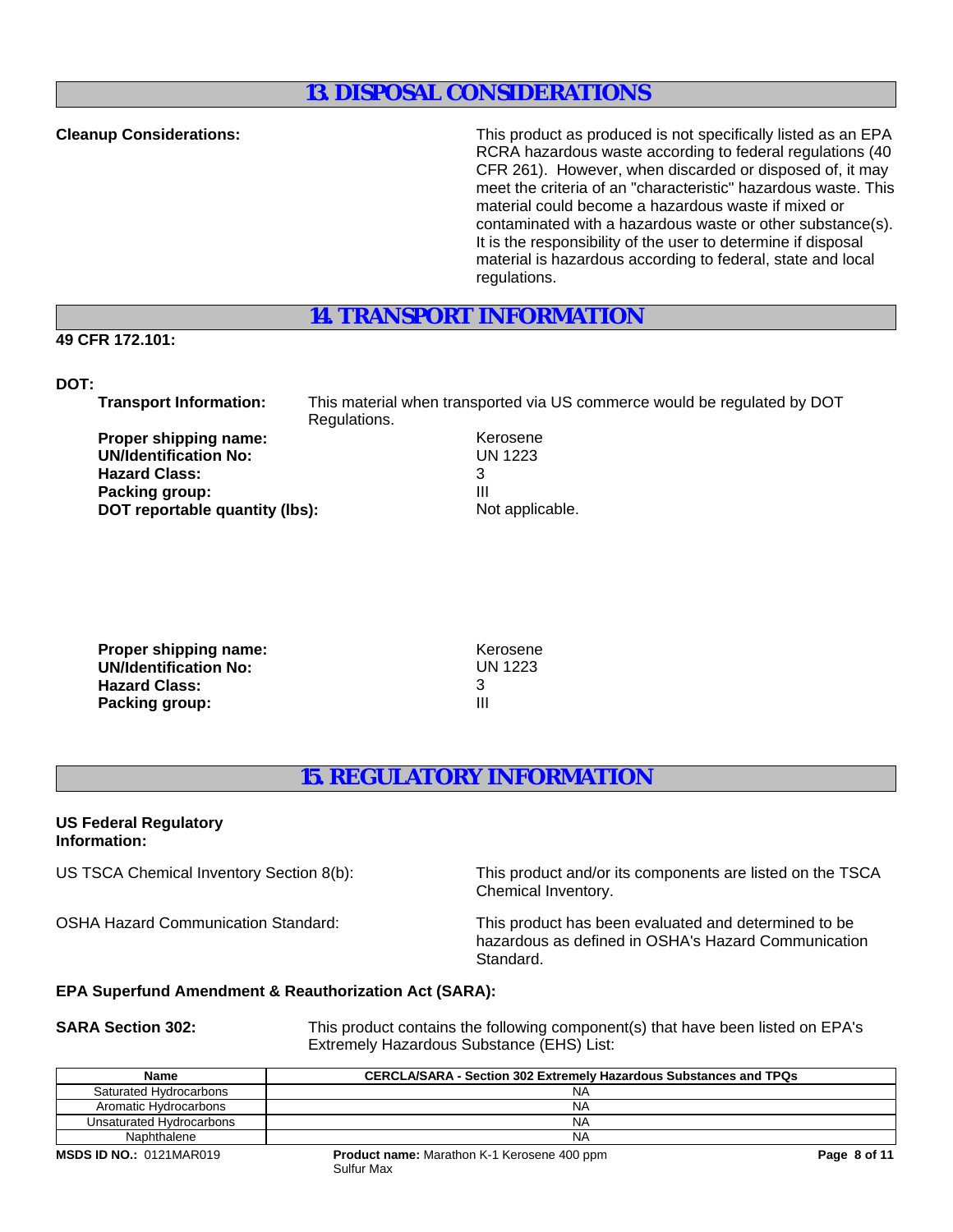## 13. DISPOSAL CONSIDERATIONS

**Cleanup Considerations:** This product as produced is not specifically listed as an EPA RCRA hazardous waste according to federal regulations (40 CFR 261). However, when discarded or disposed of, it may meet the criteria of an "characteristic" hazardous waste. This material could become a hazardous waste if mixed or contaminated with a hazardous waste or other substance(s). It is the responsibility of the user to determine if disposal material is hazardous according to federal, state and local regulations.

## 14. TRANSPORT INFORMATION

**49 CFR 172.101:**

**DOT:**

**Transport Information:** This material when transported via US commerce would be regulated by DOT Regulations.

**Proper shipping name:** Kerosene
**UN/Identification No:** UN 1223
**Hazard Class:** 3
**Packing group:** III
**DOT reportable quantity (lbs):** Not applicable.

**Proper shipping name:** Kerosene
**UN/Identification No:** UN 1223
**Hazard Class:** 3
**Packing group:** III

## 15. REGULATORY INFORMATION

**US Federal Regulatory Information:**

US TSCA Chemical Inventory Section 8(b): This product and/or its components are listed on the TSCA Chemical Inventory.

OSHA Hazard Communication Standard: This product has been evaluated and determined to be hazardous as defined in OSHA's Hazard Communication Standard.

**EPA Superfund Amendment & Reauthorization Act (SARA):**

**SARA Section 302:** This product contains the following component(s) that have been listed on EPA's Extremely Hazardous Substance (EHS) List:

| Name | CERCLA/SARA - Section 302 Extremely Hazardous Substances and TPQs |
|---|---|
| Saturated Hydrocarbons | NA |
| Aromatic Hydrocarbons | NA |
| Unsaturated Hydrocarbons | NA |
| Naphthalene | NA |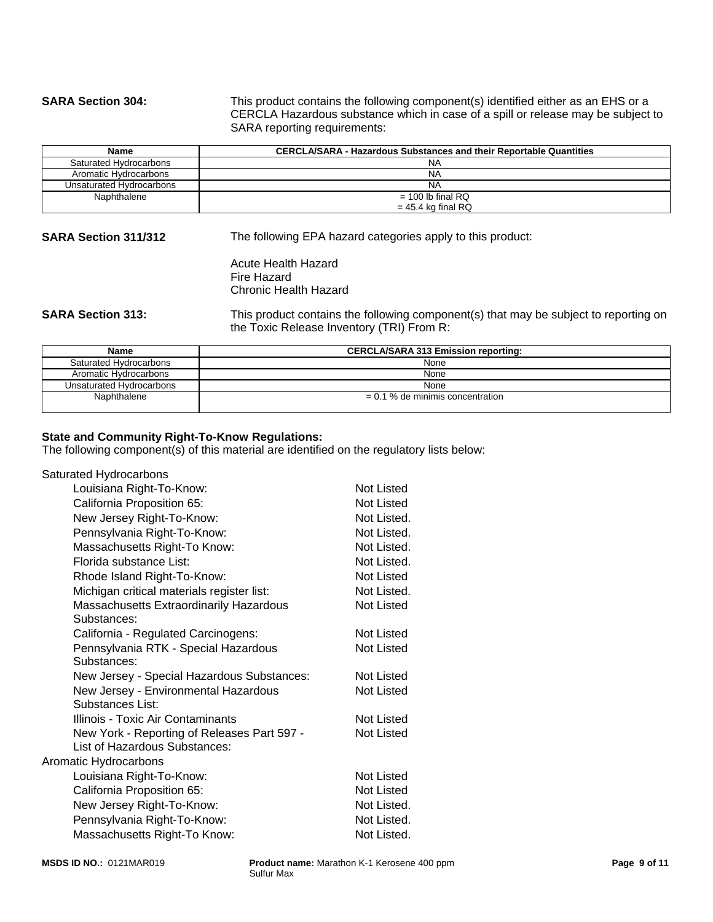**SARA Section 304:** This product contains the following component(s) identified either as an EHS or a CERCLA Hazardous substance which in case of a spill or release may be subject to SARA reporting requirements:

| Name | CERCLA/SARA - Hazardous Substances and their Reportable Quantities |
|---|---|
| Saturated Hydrocarbons | NA |
| Aromatic Hydrocarbons | NA |
| Unsaturated Hydrocarbons | NA |
| Naphthalene | = 100 lb final RQ<br>= 45.4 kg final RQ |

**SARA Section 311/312** The following EPA hazard categories apply to this product:

Acute Health Hazard
Fire Hazard
Chronic Health Hazard

**SARA Section 313:** This product contains the following component(s) that may be subject to reporting on the Toxic Release Inventory (TRI) From R:

| Name | CERCLA/SARA 313 Emission reporting: |
|---|---|
| Saturated Hydrocarbons | None |
| Aromatic Hydrocarbons | None |
| Unsaturated Hydrocarbons | None |
| Naphthalene | = 0.1 % de minimis concentration |

**State and Community Right-To-Know Regulations:**
The following component(s) of this material are identified on the regulatory lists below:

Saturated Hydrocarbons

| | |
|---|---|
| Louisiana Right-To-Know: | Not Listed |
| California Proposition 65: | Not Listed |
| New Jersey Right-To-Know: | Not Listed. |
| Pennsylvania Right-To-Know: | Not Listed. |
| Massachusetts Right-To Know: | Not Listed. |
| Florida substance List: | Not Listed. |
| Rhode Island Right-To-Know: | Not Listed |
| Michigan critical materials register list: | Not Listed. |
| Massachusetts Extraordinarily Hazardous Substances: | Not Listed |
| California - Regulated Carcinogens: | Not Listed |
| Pennsylvania RTK - Special Hazardous Substances: | Not Listed |
| New Jersey - Special Hazardous Substances: | Not Listed |
| New Jersey - Environmental Hazardous Substances List: | Not Listed |
| Illinois - Toxic Air Contaminants | Not Listed |
| New York - Reporting of Releases Part 597 - List of Hazardous Substances: | Not Listed |

Aromatic Hydrocarbons

| | |
|---|---|
| Louisiana Right-To-Know: | Not Listed |
| California Proposition 65: | Not Listed |
| New Jersey Right-To-Know: | Not Listed. |
| Pennsylvania Right-To-Know: | Not Listed. |
| Massachusetts Right-To Know: | Not Listed. |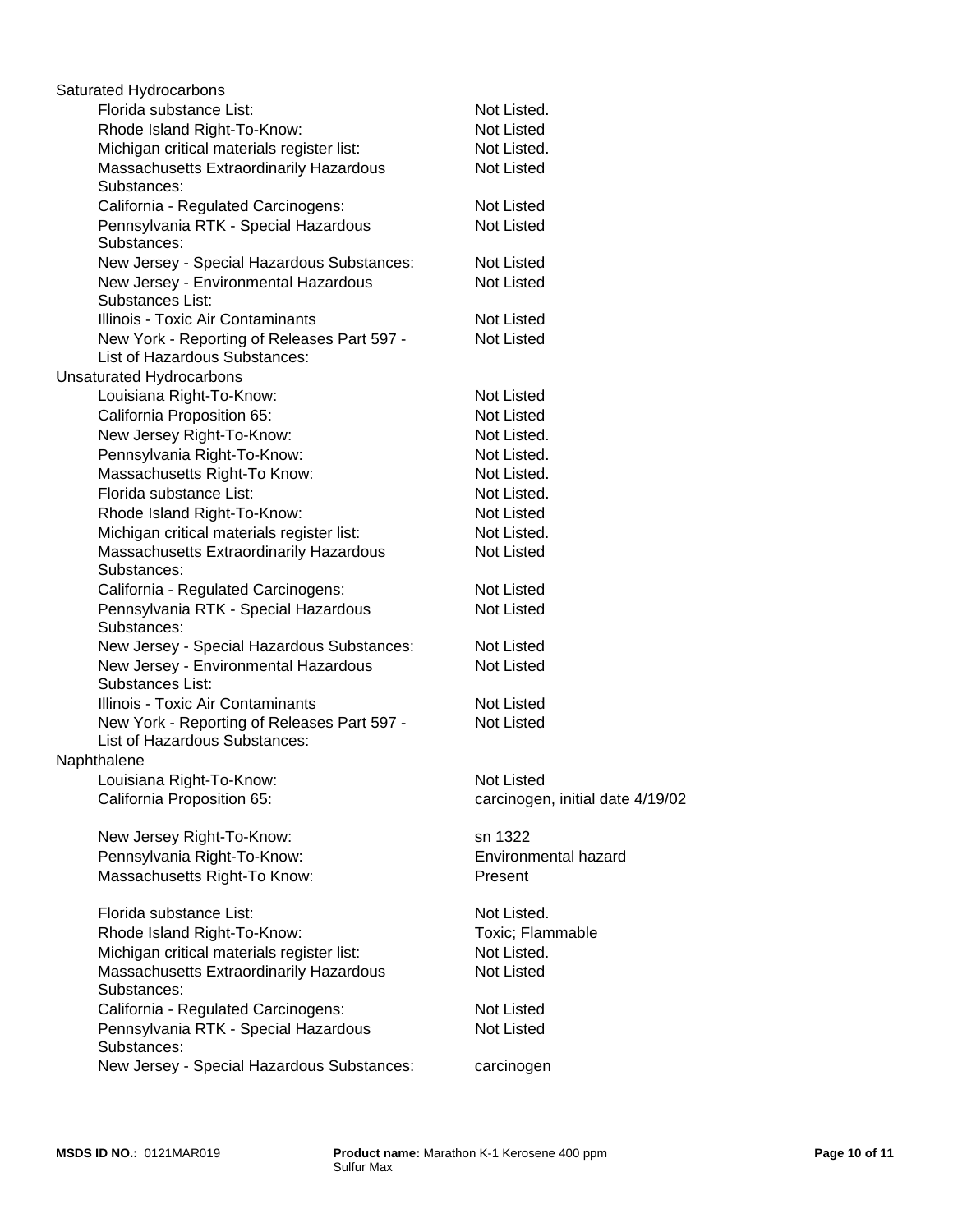Saturated Hydrocarbons

| | |
|---|---|
| Florida substance List: | Not Listed. |
| Rhode Island Right-To-Know: | Not Listed |
| Michigan critical materials register list: | Not Listed. |
| Massachusetts Extraordinarily Hazardous Substances: | Not Listed |
| California - Regulated Carcinogens: | Not Listed |
| Pennsylvania RTK - Special Hazardous Substances: | Not Listed |
| New Jersey - Special Hazardous Substances: | Not Listed |
| New Jersey - Environmental Hazardous Substances List: | Not Listed |
| Illinois - Toxic Air Contaminants | Not Listed |
| New York - Reporting of Releases Part 597 - List of Hazardous Substances: | Not Listed |

Unsaturated Hydrocarbons

| | |
|---|---|
| Louisiana Right-To-Know: | Not Listed |
| California Proposition 65: | Not Listed |
| New Jersey Right-To-Know: | Not Listed. |
| Pennsylvania Right-To-Know: | Not Listed. |
| Massachusetts Right-To Know: | Not Listed. |
| Florida substance List: | Not Listed. |
| Rhode Island Right-To-Know: | Not Listed |
| Michigan critical materials register list: | Not Listed. |
| Massachusetts Extraordinarily Hazardous Substances: | Not Listed |
| California - Regulated Carcinogens: | Not Listed |
| Pennsylvania RTK - Special Hazardous Substances: | Not Listed |
| New Jersey - Special Hazardous Substances: | Not Listed |
| New Jersey - Environmental Hazardous Substances List: | Not Listed |
| Illinois - Toxic Air Contaminants | Not Listed |
| New York - Reporting of Releases Part 597 - List of Hazardous Substances: | Not Listed |

Naphthalene

| | |
|---|---|
| Louisiana Right-To-Know: | Not Listed |
| California Proposition 65: | carcinogen, initial date 4/19/02 |
| New Jersey Right-To-Know: | sn 1322 |
| Pennsylvania Right-To-Know: | Environmental hazard |
| Massachusetts Right-To Know: | Present |
| Florida substance List: | Not Listed. |
| Rhode Island Right-To-Know: | Toxic; Flammable |
| Michigan critical materials register list: | Not Listed. |
| Massachusetts Extraordinarily Hazardous Substances: | Not Listed |
| California - Regulated Carcinogens: | Not Listed |
| Pennsylvania RTK - Special Hazardous Substances: | Not Listed |
| New Jersey - Special Hazardous Substances: | carcinogen |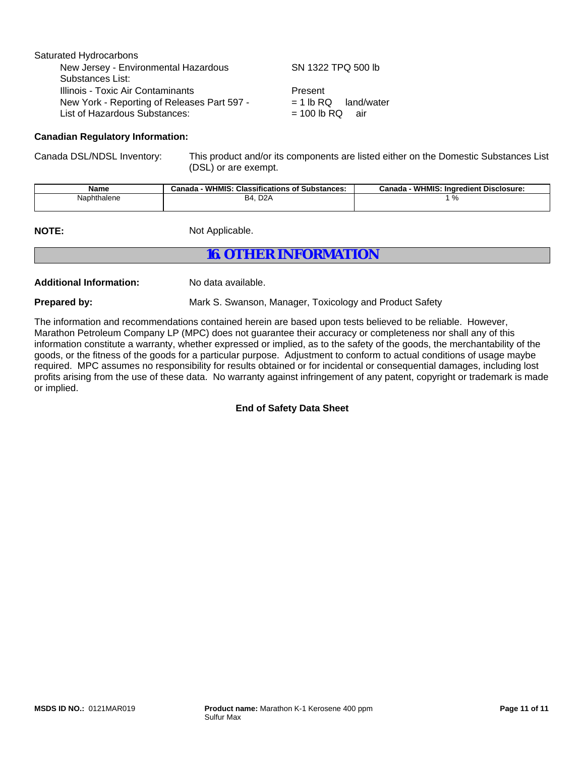Saturated Hydrocarbons

| | |
|---|---|
| New Jersey - Environmental Hazardous Substances List: | SN 1322 TPQ 500 lb |
| Illinois - Toxic Air Contaminants | Present |
| New York - Reporting of Releases Part 597 - List of Hazardous Substances: | = 1 lb RQ land/water<br>= 100 lb RQ air |

**Canadian Regulatory Information:**

Canada DSL/NDSL Inventory: This product and/or its components are listed either on the Domestic Substances List (DSL) or are exempt.

| Name | Canada - WHMIS: Classifications of Substances: | Canada - WHMIS: Ingredient Disclosure: |
|---|---|---|
| Naphthalene | B4, D2A | 1 % |

**NOTE:** Not Applicable.

## 16. OTHER INFORMATION

**Additional Information:** No data available.

**Prepared by:** Mark S. Swanson, Manager, Toxicology and Product Safety

The information and recommendations contained herein are based upon tests believed to be reliable. However, Marathon Petroleum Company LP (MPC) does not guarantee their accuracy or completeness nor shall any of this information constitute a warranty, whether expressed or implied, as to the safety of the goods, the merchantability of the goods, or the fitness of the goods for a particular purpose. Adjustment to conform to actual conditions of usage maybe required. MPC assumes no responsibility for results obtained or for incidental or consequential damages, including lost profits arising from the use of these data. No warranty against infringement of any patent, copyright or trademark is made or implied.

**End of Safety Data Sheet**